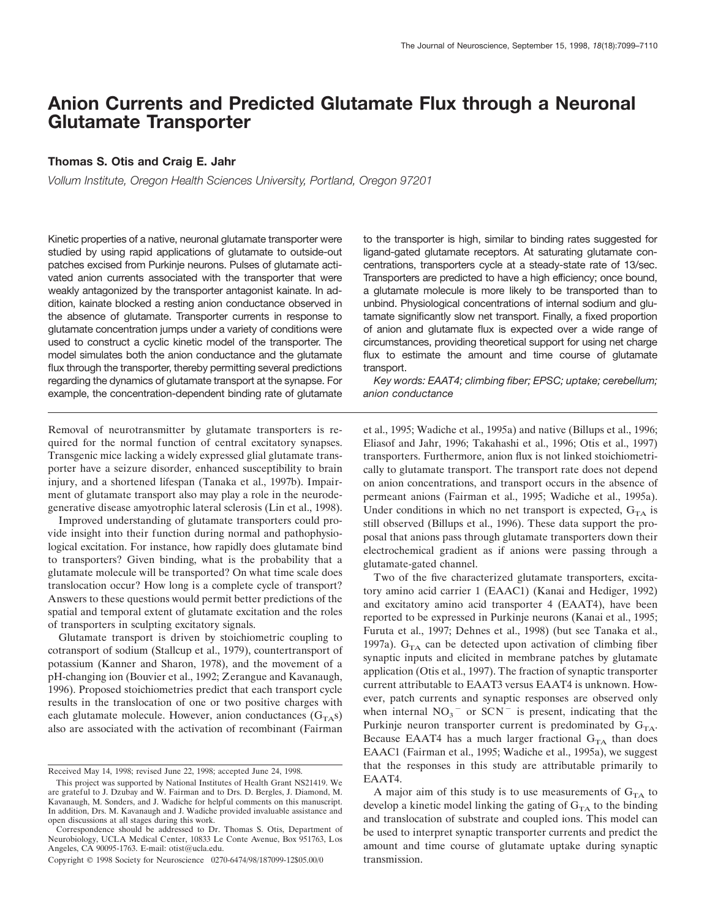# Anion Currents and Predicted Glutamate Flux through a Neuronal Glutamate Transporter

**Thomas S. Otis and Craig E. Jahr**

*Vollum Institute, Oregon Health Sciences University, Portland, Oregon 97201*

Kinetic properties of a native, neuronal glutamate transporter were studied by using rapid applications of glutamate to outside-out patches excised from Purkinje neurons. Pulses of glutamate activated anion currents associated with the transporter that were weakly antagonized by the transporter antagonist kainate. In addition, kainate blocked a resting anion conductance observed in the absence of glutamate. Transporter currents in response to glutamate concentration jumps under a variety of conditions were used to construct a cyclic kinetic model of the transporter. The model simulates both the anion conductance and the glutamate flux through the transporter, thereby permitting several predictions regarding the dynamics of glutamate transport at the synapse. For example, the concentration-dependent binding rate of glutamate to the transporter is high, similar to binding rates suggested for ligand-gated glutamate receptors. At saturating glutamate concentrations, transporters cycle at a steady-state rate of 13/sec. Transporters are predicted to have a high efficiency; once bound, a glutamate molecule is more likely to be transported than to unbind. Physiological concentrations of internal sodium and glutamate significantly slow net transport. Finally, a fixed proportion of anion and glutamate flux is expected over a wide range of circumstances, providing theoretical support for using net charge flux to estimate the amount and time course of glutamate transport.

*Key words: EAAT4; climbing fiber; EPSC; uptake; cerebellum; anion conductance*

Removal of neurotransmitter by glutamate transporters is required for the normal function of central excitatory synapses. Transgenic mice lacking a widely expressed glial glutamate transporter have a seizure disorder, enhanced susceptibility to brain injury, and a shortened lifespan (Tanaka et al., 1997b). Impairment of glutamate transport also may play a role in the neurodegenerative disease amyotrophic lateral sclerosis (Lin et al., 1998).

Improved understanding of glutamate transporters could provide insight into their function during normal and pathophysiological excitation. For instance, how rapidly does glutamate bind to transporters? Given binding, what is the probability that a glutamate molecule will be transported? On what time scale does translocation occur? How long is a complete cycle of transport? Answers to these questions would permit better predictions of the spatial and temporal extent of glutamate excitation and the roles of transporters in sculpting excitatory signals.

Glutamate transport is driven by stoichiometric coupling to cotransport of sodium (Stallcup et al., 1979), countertransport of potassium (Kanner and Sharon, 1978), and the movement of a pH-changing ion (Bouvier et al., 1992; Zerangue and Kavanaugh, 1996). Proposed stoichiometries predict that each transport cycle results in the translocation of one or two positive charges with each glutamate molecule. However, anion conductances ($G_{TA}$s) also are associated with the activation of recombinant (Fairman et al., 1995; Wadiche et al., 1995a) and native (Billups et al., 1996; Eliasof and Jahr, 1996; Takahashi et al., 1996; Otis et al., 1997) transporters. Furthermore, anion flux is not linked stoichiometrically to glutamate transport. The transport rate does not depend on anion concentrations, and transport occurs in the absence of permeant anions (Fairman et al., 1995; Wadiche et al., 1995a). Under conditions in which no net transport is expected, $G_{TA}$ is still observed (Billups et al., 1996). These data support the proposal that anions pass through glutamate transporters down their electrochemical gradient as if anions were passing through a glutamate-gated channel.

Two of the five characterized glutamate transporters, excitatory amino acid carrier 1 (EAAC1) (Kanai and Hediger, 1992) and excitatory amino acid transporter 4 (EAAT4), have been reported to be expressed in Purkinje neurons (Kanai et al., 1995; Furuta et al., 1997; Dehnes et al., 1998) (but see Tanaka et al., 1997a). $G_{TA}$ can be detected upon activation of climbing fiber synaptic inputs and elicited in membrane patches by glutamate application (Otis et al., 1997). The fraction of synaptic transporter current attributable to EAAT3 versus EAAT4 is unknown. However, patch currents and synaptic responses are observed only when internal $NO_3^-$ or $SCN^-$ is present, indicating that the Purkinje neuron transporter current is predominated by $G_{TA}$. Because EAAT4 has a much larger fractional $G_{TA}$ than does EAAC1 (Fairman et al., 1995; Wadiche et al., 1995a), we suggest that the responses in this study are attributable primarily to EAAT4.

A major aim of this study is to use measurements of $G_{TA}$ to develop a kinetic model linking the gating of $G_{TA}$ to the binding and translocation of substrate and coupled ions. This model can be used to interpret synaptic transporter currents and predict the amount and time course of glutamate uptake during synaptic transmission.

Received May 14, 1998; revised June 22, 1998; accepted June 24, 1998.

This project was supported by National Institutes of Health Grant NS21419. We are grateful to J. Dzubay and W. Fairman and to Drs. D. Bergles, J. Diamond, M. Kavanaugh, M. Sonders, and J. Wadiche for helpful comments on this manuscript. In addition, Drs. M. Kavanaugh and J. Wadiche provided invaluable assistance and open discussions at all stages during this work.

Correspondence should be addressed to Dr. Thomas S. Otis, Department of Neurobiology, UCLA Medical Center, 10833 Le Conte Avenue, Box 951763, Los Angeles, CA 90095-1763. E-mail: otist@ucla.edu.

Copyright © 1998 Society for Neuroscience 0270-6474/98/187099-12$05.00/0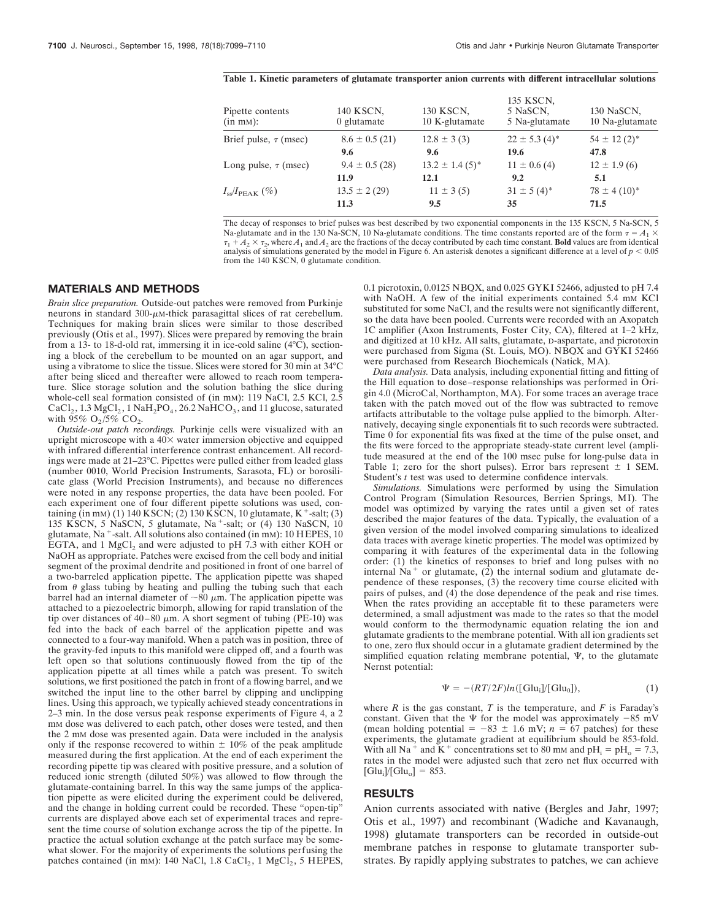**Table 1. Kinetic parameters of glutamate transporter anion currents with different intracellular solutions**

| Pipette contents (in mM): | 140 KSCN, 0 glutamate | 130 KSCN, 10 K-glutamate | 135 KSCN, 5 NaSCN, 5 Na-glutamate | 130 NaSCN, 10 Na-glutamate |
|---|---|---|---|---|
| Brief pulse, $\tau$ (msec) | $8.6 \pm 0.5$ (21) | $12.8 \pm 3$ (3) | $22 \pm 5.3$ (4)* | $54 \pm 12$ (2)* |
| | **9.6** | **9.6** | **19.6** | **47.8** |
| Long pulse, $\tau$ (msec) | $9.4 \pm 0.5$ (28) | $13.2 \pm 1.4$ (5)* | $11 \pm 0.6$ (4) | $12 \pm 1.9$ (6) |
| | **11.9** | **12.1** | **9.2** | **5.1** |
| $I_{ss}/I_{PEAK}$ (%) | $13.5 \pm 2$ (29) | $11 \pm 3$ (5) | $31 \pm 5$ (4)* | $78 \pm 4$ (10)* |
| | **11.3** | **9.5** | **35** | **71.5** |

The decay of responses to brief pulses was best described by two exponential components in the 135 KSCN, 5 Na-SCN, 5 Na-glutamate and in the 130 Na-SCN, 10 Na-glutamate conditions. The time constants reported are of the form $\tau = A_1 \times \tau_1 + A_2 \times \tau_2$, where $A_1$ and $A_2$ are the fractions of the decay contributed by each time constant. **Bold** values are from identical analysis of simulations generated by the model in Figure 6. An asterisk denotes a significant difference at a level of $p < 0.05$ from the 140 KSCN, 0 glutamate condition.

## MATERIALS AND METHODS

*Brain slice preparation.* Outside-out patches were removed from Purkinje neurons in standard 300-μm-thick parasagittal slices of rat cerebellum. Techniques for making brain slices were similar to those described previously (Otis et al., 1997). Slices were prepared by removing the brain from a 13- to 18-d-old rat, immersing it in ice-cold saline (4°C), sectioning a block of the cerebellum to be mounted on an agar support, and using a vibratome to slice the tissue. Slices were stored for 30 min at 34°C after being sliced and thereafter were allowed to reach room temperature. Slice storage solution and the solution bathing the slice during whole-cell seal formation consisted of (in mM): 119 NaCl, 2.5 KCl, 2.5 $CaCl_2$, 1.3 $MgCl_2$, 1 $NaH_2PO_4$, 26.2 $NaHCO_3$, and 11 glucose, saturated with 95% $O_2$/5% $CO_2$.

*Outside-out patch recordings.* Purkinje cells were visualized with an upright microscope with a 40× water immersion objective and equipped with infrared differential interference contrast enhancement. All recordings were made at 21–23°C. Pipettes were pulled either from leaded glass (number 0010, World Precision Instruments, Sarasota, FL) or borosilicate glass (World Precision Instruments), and because no differences were noted in any response properties, the data have been pooled. For each experiment one of four different pipette solutions was used, containing (in mM) (1) 140 KSCN; (2) 130 KSCN, 10 glutamate, $K^+$-salt; (3) 135 KSCN, 5 NaSCN, 5 glutamate, $Na^+$-salt; or (4) 130 NaSCN, 10 glutamate, $Na^+$-salt. All solutions also contained (in mM): 10 HEPES, 10 EGTA, and 1 $MgCl_2$ and were adjusted to pH 7.3 with either KOH or NaOH as appropriate. Patches were excised from the cell body and initial segment of the proximal dendrite and positioned in front of one barrel of a two-barreled application pipette. The application pipette was shaped from θ glass tubing by heating and pulling the tubing such that each barrel had an internal diameter of ~80 μm. The application pipette was attached to a piezoelectric bimorph, allowing for rapid translation of the tip over distances of 40–80 μm. A short segment of tubing (PE-10) was fed into the back of each barrel of the application pipette and was connected to a four-way manifold. When a patch was in position, three of the gravity-fed inputs to this manifold were clipped off, and a fourth was left open so that solutions continuously flowed from the tip of the application pipette at all times while a patch was present. To switch solutions, we first positioned the patch in front of a flowing barrel, and we switched the input line to the other barrel by clipping and unclipping lines. Using this approach, we typically achieved steady concentrations in 2–3 min. In the dose versus peak response experiments of Figure 4, a 2 mM dose was delivered to each patch, other doses were tested, and then the 2 mM dose was presented again. Data were included in the analysis only if the response recovered to within ± 10% of the peak amplitude measured during the first application. At the end of each experiment the recording pipette tip was cleared with positive pressure, and a solution of reduced ionic strength (diluted 50%) was allowed to flow through the glutamate-containing barrel. In this way the same jumps of the application pipette as were elicited during the experiment could be delivered, and the change in holding current could be recorded. These "open-tip" currents are displayed above each set of experimental traces and represent the time course of solution exchange across the tip of the pipette. In practice the actual solution exchange at the patch surface may be somewhat slower. For the majority of experiments the solutions perfusing the patches contained (in mM): 140 NaCl, 1.8 $CaCl_2$, 1 $MgCl_2$, 5 HEPES, 0.1 picrotoxin, 0.0125 NBQX, and 0.025 GYKI 52466, adjusted to pH 7.4 with NaOH. A few of the initial experiments contained 5.4 mM KCl substituted for some NaCl, and the results were not significantly different, so the data have been pooled. Currents were recorded with an Axopatch 1C amplifier (Axon Instruments, Foster City, CA), filtered at 1–2 kHz, and digitized at 10 kHz. All salts, glutamate, D-aspartate, and picrotoxin were purchased from Sigma (St. Louis, MO). NBQX and GYKI 52466 were purchased from Research Biochemicals (Natick, MA).

*Data analysis.* Data analysis, including exponential fitting and fitting of the Hill equation to dose–response relationships was performed in Origin 4.0 (MicroCal, Northampton, MA). For some traces an average trace taken with the patch moved out of the flow was subtracted to remove artifacts attributable to the voltage pulse applied to the bimorph. Alternatively, decaying single exponentials fit to such records were subtracted. Time 0 for exponential fits was fixed at the time of the pulse onset, and the fits were forced to the appropriate steady-state current level (amplitude measured at the end of the 100 msec pulse for long-pulse data in Table 1; zero for the short pulses). Error bars represent ± 1 SEM. Student's *t* test was used to determine confidence intervals.

*Simulations.* Simulations were performed by using the Simulation Control Program (Simulation Resources, Berrien Springs, MI). The model was optimized by varying the rates until a given set of rates described the major features of the data. Typically, the evaluation of a given version of the model involved comparing simulations to idealized data traces with average kinetic properties. The model was optimized by comparing it with features of the experimental data in the following order: (1) the kinetics of responses to brief and long pulses with no internal $Na^+$ or glutamate, (2) the internal sodium and glutamate dependence of these responses, (3) the recovery time course elicited with pairs of pulses, and (4) the dose dependence of the peak and rise times. When the rates providing an acceptable fit to these parameters were determined, a small adjustment was made to the rates so that the model would conform to the thermodynamic equation relating the ion and glutamate gradients to the membrane potential. With all ion gradients set to one, zero flux should occur in a glutamate gradient determined by the simplified equation relating membrane potential, Ψ, to the glutamate Nernst potential:

$$\Psi = -(RT/2F)ln([Glu_i]/[Glu_0]), \tag{1}$$

where *R* is the gas constant, *T* is the temperature, and *F* is Faraday's constant. Given that the Ψ for the model was approximately −85 mV (mean holding potential = −83 ± 1.6 mV; *n* = 67 patches) for these experiments, the glutamate gradient at equilibrium should be 853-fold. With all $Na^+$ and $K^+$ concentrations set to 80 mM and $pH_i = pH_o = 7.3$, rates in the model were adjusted such that zero net flux occurred with $[Glu_i]/[Glu_o] = 853$.

## RESULTS

Anion currents associated with native (Bergles and Jahr, 1997; Otis et al., 1997) and recombinant (Wadiche and Kavanaugh, 1998) glutamate transporters can be recorded in outside-out membrane patches in response to glutamate transporter substrates. By rapidly applying substrates to patches, we can achieve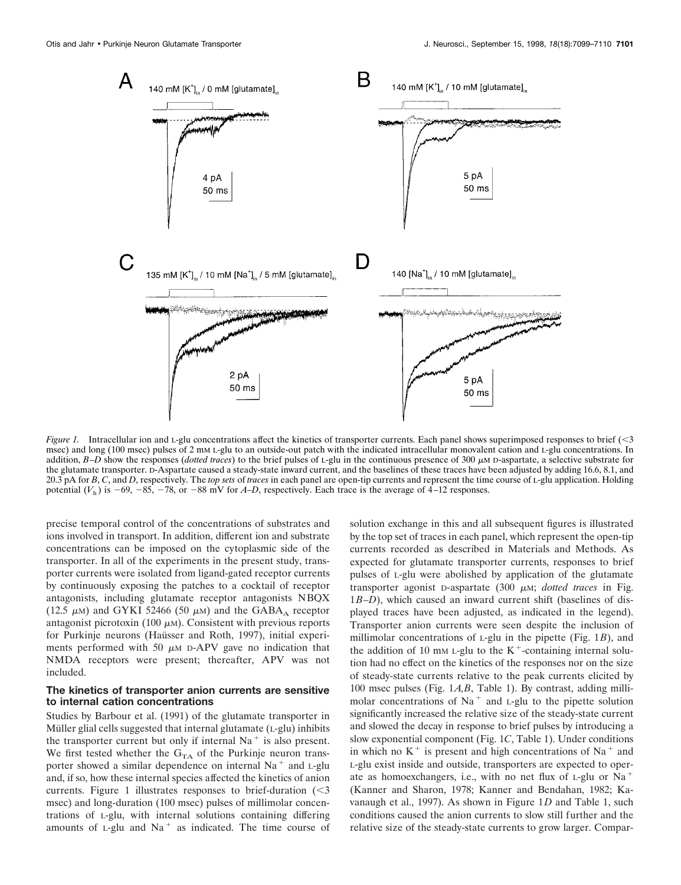*Figure 1.* Intracellular ion and L-glu concentrations affect the kinetics of transporter currents. Each panel shows superimposed responses to brief (<3 msec) and long (100 msec) pulses of 2 mM L-glu to an outside-out patch with the indicated intracellular monovalent cation and L-glu concentrations. In addition, *B–D* show the responses (*dotted traces*) to the brief pulses of L-glu in the continuous presence of 300 μM D-aspartate, a selective substrate for the glutamate transporter. D-Aspartate caused a steady-state inward current, and the baselines of these traces have been adjusted by adding 16.6, 8.1, and 20.3 pA for *B*, *C*, and *D*, respectively. The *top sets* of *traces* in each panel are open-tip currents and represent the time course of L-glu application. Holding potential ($V_h$) is −69, −85, −78, or −88 mV for *A–D*, respectively. Each trace is the average of 4–12 responses.

precise temporal control of the concentrations of substrates and ions involved in transport. In addition, different ion and substrate concentrations can be imposed on the cytoplasmic side of the transporter. In all of the experiments in the present study, transporter currents were isolated from ligand-gated receptor currents by continuously exposing the patches to a cocktail of receptor antagonists, including glutamate receptor antagonists NBQX (12.5 μM) and GYKI 52466 (50 μM) and the $GABA_A$ receptor antagonist picrotoxin (100 μM). Consistent with previous reports for Purkinje neurons (Haüsser and Roth, 1997), initial experiments performed with 50 μM D-APV gave no indication that NMDA receptors were present; thereafter, APV was not included.

### The kinetics of transporter anion currents are sensitive to internal cation concentrations

Studies by Barbour et al. (1991) of the glutamate transporter in Müller glial cells suggested that internal glutamate (L-glu) inhibits the transporter current but only if internal $Na^+$ is also present. We first tested whether the $G_{TA}$ of the Purkinje neuron transporter showed a similar dependence on internal $Na^+$ and L-glu and, if so, how these internal species affected the kinetics of anion currents. Figure 1 illustrates responses to brief-duration (<3 msec) and long-duration (100 msec) pulses of millimolar concentrations of L-glu, with internal solutions containing differing amounts of L-glu and $Na^+$ as indicated. The time course of solution exchange in this and all subsequent figures is illustrated by the top set of traces in each panel, which represent the open-tip currents recorded as described in Materials and Methods. As expected for glutamate transporter currents, responses to brief pulses of L-glu were abolished by application of the glutamate transporter agonist D-aspartate (300 μM; *dotted traces* in Fig. 1*B–D*), which caused an inward current shift (baselines of displayed traces have been adjusted, as indicated in the legend). Transporter anion currents were seen despite the inclusion of millimolar concentrations of L-glu in the pipette (Fig. 1*B*), and the addition of 10 mM L-glu to the $K^+$-containing internal solution had no effect on the kinetics of the responses nor on the size of steady-state currents relative to the peak currents elicited by 100 msec pulses (Fig. 1*A,B*, Table 1). By contrast, adding millimolar concentrations of $Na^+$ and L-glu to the pipette solution significantly increased the relative size of the steady-state current and slowed the decay in response to brief pulses by introducing a slow exponential component (Fig. 1*C*, Table 1). Under conditions in which no $K^+$ is present and high concentrations of $Na^+$ and L-glu exist inside and outside, transporters are expected to operate as homoexchangers, i.e., with no net flux of L-glu or $Na^+$ (Kanner and Sharon, 1978; Kanner and Bendahan, 1982; Kavanaugh et al., 1997). As shown in Figure 1*D* and Table 1, such conditions caused the anion currents to slow still further and the relative size of the steady-state currents to grow larger. Compar-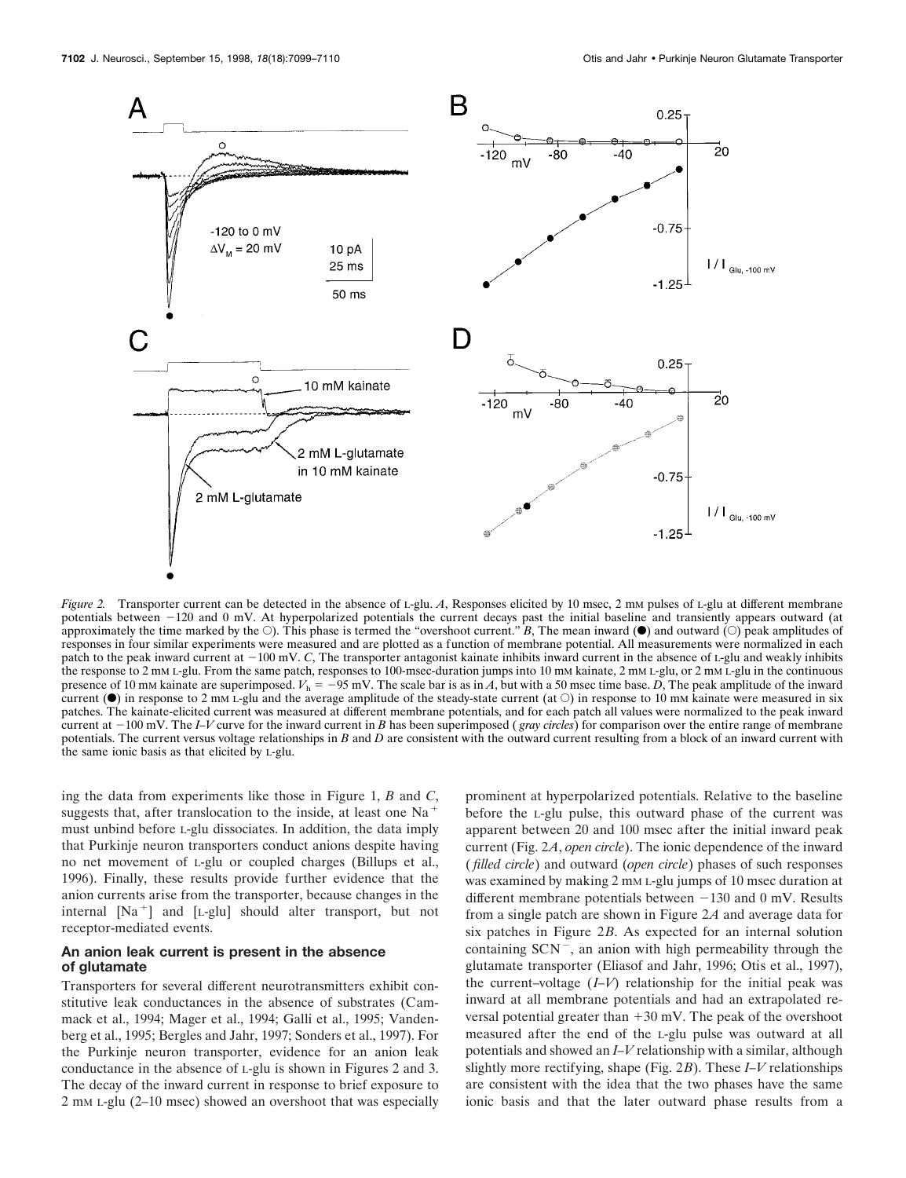*Figure 2.* Transporter current can be detected in the absence of L-glu. *A*, Responses elicited by 10 msec, 2 mM pulses of L-glu at different membrane potentials between −120 and 0 mV. At hyperpolarized potentials the current decays past the initial baseline and transiently appears outward (at approximately the time marked by the ○). This phase is termed the "overshoot current." *B*, The mean inward (●) and outward (○) peak amplitudes of responses in four similar experiments were measured and are plotted as a function of membrane potential. All measurements were normalized in each patch to the peak inward current at −100 mV. *C*, The transporter antagonist kainate inhibits inward current in the absence of L-glu and weakly inhibits the response to 2 mM L-glu. From the same patch, responses to 100-msec-duration jumps into 10 mM kainate, 2 mM L-glu, or 2 mM L-glu in the continuous presence of 10 mM kainate are superimposed. $V_h = -95$ mV. The scale bar is as in *A*, but with a 50 msec time base. *D*, The peak amplitude of the inward current (●) in response to 2 mM L-glu and the average amplitude of the steady-state current (at ○) in response to 10 mM kainate were measured in six patches. The kainate-elicited current was measured at different membrane potentials, and for each patch all values were normalized to the peak inward current at −100 mV. The *I–V* curve for the inward current in *B* has been superimposed (*gray circles*) for comparison over the entire range of membrane potentials. The current versus voltage relationships in *B* and *D* are consistent with the outward current resulting from a block of an inward current with the same ionic basis as that elicited by L-glu.

ing the data from experiments like those in Figure 1, *B* and *C*, suggests that, after translocation to the inside, at least one $Na^+$ must unbind before L-glu dissociates. In addition, the data imply that Purkinje neuron transporters conduct anions despite having no net movement of L-glu or coupled charges (Billups et al., 1996). Finally, these results provide further evidence that the anion currents arise from the transporter, because changes in the internal $[Na^+]$ and [L-glu] should alter transport, but not receptor-mediated events.

### An anion leak current is present in the absence of glutamate

Transporters for several different neurotransmitters exhibit constitutive leak conductances in the absence of substrates (Cammack et al., 1994; Mager et al., 1994; Galli et al., 1995; Vandenberg et al., 1995; Bergles and Jahr, 1997; Sonders et al., 1997). For the Purkinje neuron transporter, evidence for an anion leak conductance in the absence of L-glu is shown in Figures 2 and 3. The decay of the inward current in response to brief exposure to 2 mM L-glu (2–10 msec) showed an overshoot that was especially prominent at hyperpolarized potentials. Relative to the baseline before the L-glu pulse, this outward phase of the current was apparent between 20 and 100 msec after the initial inward peak current (Fig. 2*A*, *open circle*). The ionic dependence of the inward (*filled circle*) and outward (*open circle*) phases of such responses was examined by making 2 mM L-glu jumps of 10 msec duration at different membrane potentials between −130 and 0 mV. Results from a single patch are shown in Figure 2*A* and average data for six patches in Figure 2*B*. As expected for an internal solution containing $SCN^-$, an anion with high permeability through the glutamate transporter (Eliasof and Jahr, 1996; Otis et al., 1997), the current–voltage (*I–V*) relationship for the initial peak was inward at all membrane potentials and had an extrapolated reversal potential greater than +30 mV. The peak of the overshoot measured after the end of the L-glu pulse was outward at all potentials and showed an *I–V* relationship with a similar, although slightly more rectifying, shape (Fig. 2*B*). These *I–V* relationships are consistent with the idea that the two phases have the same ionic basis and that the later outward phase results from a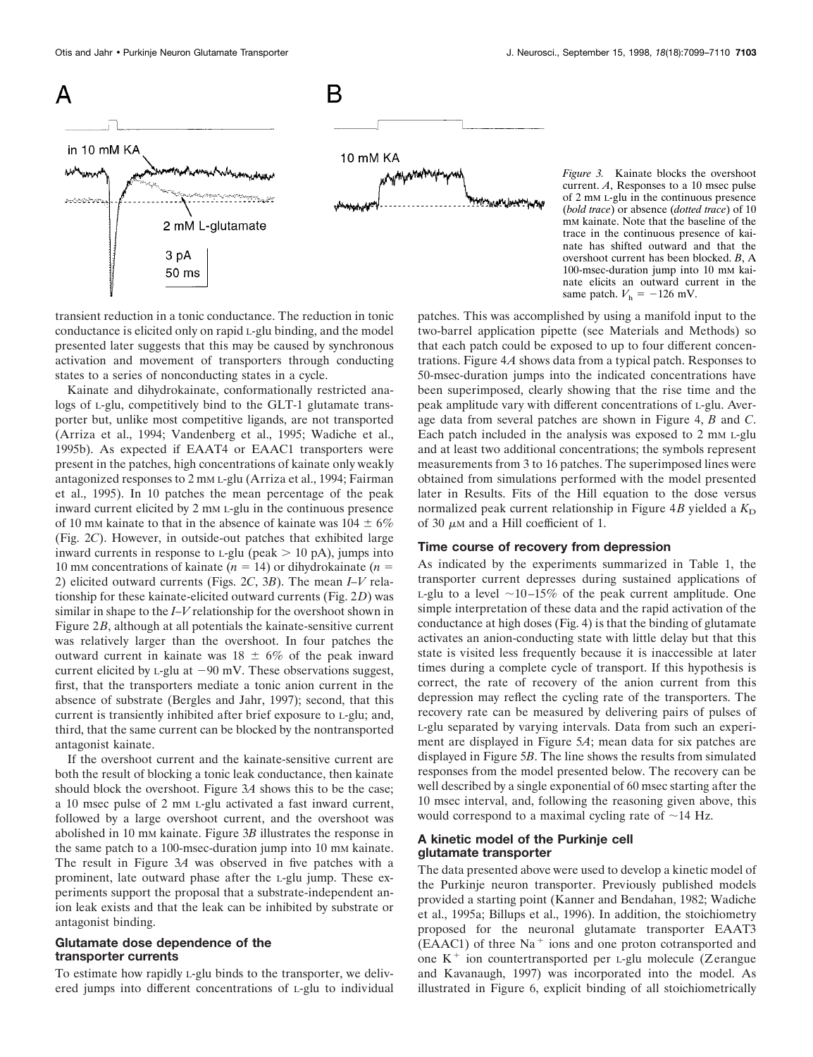*Figure 3.* Kainate blocks the overshoot current. *A*, Responses to a 10 msec pulse of 2 mM L-glu in the continuous presence (*bold trace*) or absence (*dotted trace*) of 10 mM kainate. Note that the baseline of the trace in the continuous presence of kainate has shifted outward and that the overshoot current has been blocked. *B*, A 100-msec-duration jump into 10 mM kainate elicits an outward current in the same patch. $V_h = -126$ mV.

transient reduction in a tonic conductance. The reduction in tonic conductance is elicited only on rapid L-glu binding, and the model presented later suggests that this may be caused by synchronous activation and movement of transporters through conducting states to a series of nonconducting states in a cycle.

Kainate and dihydrokainate, conformationally restricted analogs of L-glu, competitively bind to the GLT-1 glutamate transporter but, unlike most competitive ligands, are not transported (Arriza et al., 1994; Vandenberg et al., 1995; Wadiche et al., 1995b). As expected if EAAT4 or EAAC1 transporters were present in the patches, high concentrations of kainate only weakly antagonized responses to 2 mM L-glu (Arriza et al., 1994; Fairman et al., 1995). In 10 patches the mean percentage of the peak inward current elicited by 2 mM L-glu in the continuous presence of 10 mM kainate to that in the absence of kainate was $104 \pm 6\%$ (Fig. 2*C*). However, in outside-out patches that exhibited large inward currents in response to L-glu (peak > 10 pA), jumps into 10 mM concentrations of kainate ($n = 14$) or dihydrokainate ($n = 2$) elicited outward currents (Figs. 2*C*, 3*B*). The mean *I–V* relationship for these kainate-elicited outward currents (Fig. 2*D*) was similar in shape to the *I–V* relationship for the overshoot shown in Figure 2*B*, although at all potentials the kainate-sensitive current was relatively larger than the overshoot. In four patches the outward current in kainate was $18 \pm 6\%$ of the peak inward current elicited by L-glu at −90 mV. These observations suggest, first, that the transporters mediate a tonic anion current in the absence of substrate (Bergles and Jahr, 1997); second, that this current is transiently inhibited after brief exposure to L-glu; and, third, that the same current can be blocked by the nontransported antagonist kainate.

If the overshoot current and the kainate-sensitive current are both the result of blocking a tonic leak conductance, then kainate should block the overshoot. Figure 3*A* shows this to be the case; a 10 msec pulse of 2 mM L-glu activated a fast inward current, followed by a large overshoot current, and the overshoot was abolished in 10 mM kainate. Figure 3*B* illustrates the response in the same patch to a 100-msec-duration jump into 10 mM kainate. The result in Figure 3*A* was observed in five patches with a prominent, late outward phase after the L-glu jump. These experiments support the proposal that a substrate-independent anion leak exists and that the leak can be inhibited by substrate or antagonist binding.

### Glutamate dose dependence of the transporter currents

To estimate how rapidly L-glu binds to the transporter, we delivered jumps into different concentrations of L-glu to individual patches. This was accomplished by using a manifold input to the two-barrel application pipette (see Materials and Methods) so that each patch could be exposed to up to four different concentrations. Figure 4*A* shows data from a typical patch. Responses to 50-msec-duration jumps into the indicated concentrations have been superimposed, clearly showing that the rise time and the peak amplitude vary with different concentrations of L-glu. Average data from several patches are shown in Figure 4, *B* and *C*. Each patch included in the analysis was exposed to 2 mM L-glu and at least two additional concentrations; the symbols represent measurements from 3 to 16 patches. The superimposed lines were obtained from simulations performed with the model presented later in Results. Fits of the Hill equation to the dose versus normalized peak current relationship in Figure 4*B* yielded a $K_D$ of 30 $\mu$M and a Hill coefficient of 1.

### Time course of recovery from depression

As indicated by the experiments summarized in Table 1, the transporter current depresses during sustained applications of L-glu to a level ~10–15% of the peak current amplitude. One simple interpretation of these data and the rapid activation of the conductance at high doses (Fig. 4) is that the binding of glutamate activates an anion-conducting state with little delay but that this state is visited less frequently because it is inaccessible at later times during a complete cycle of transport. If this hypothesis is correct, the rate of recovery of the anion current from this depression may reflect the cycling rate of the transporters. The recovery rate can be measured by delivering pairs of pulses of L-glu separated by varying intervals. Data from such an experiment are displayed in Figure 5*A*; mean data for six patches are displayed in Figure 5*B*. The line shows the results from simulated responses from the model presented below. The recovery can be well described by a single exponential of 60 msec starting after the 10 msec interval, and, following the reasoning given above, this would correspond to a maximal cycling rate of ~14 Hz.

### A kinetic model of the Purkinje cell glutamate transporter

The data presented above were used to develop a kinetic model of the Purkinje neuron transporter. Previously published models provided a starting point (Kanner and Bendahan, 1982; Wadiche et al., 1995a; Billups et al., 1996). In addition, the stoichiometry proposed for the neuronal glutamate transporter EAAT3 (EAAC1) of three $Na^+$ ions and one proton cotransported and one $K^+$ ion countertransported per L-glu molecule (Zerangue and Kavanaugh, 1997) was incorporated into the model. As illustrated in Figure 6, explicit binding of all stoichiometrically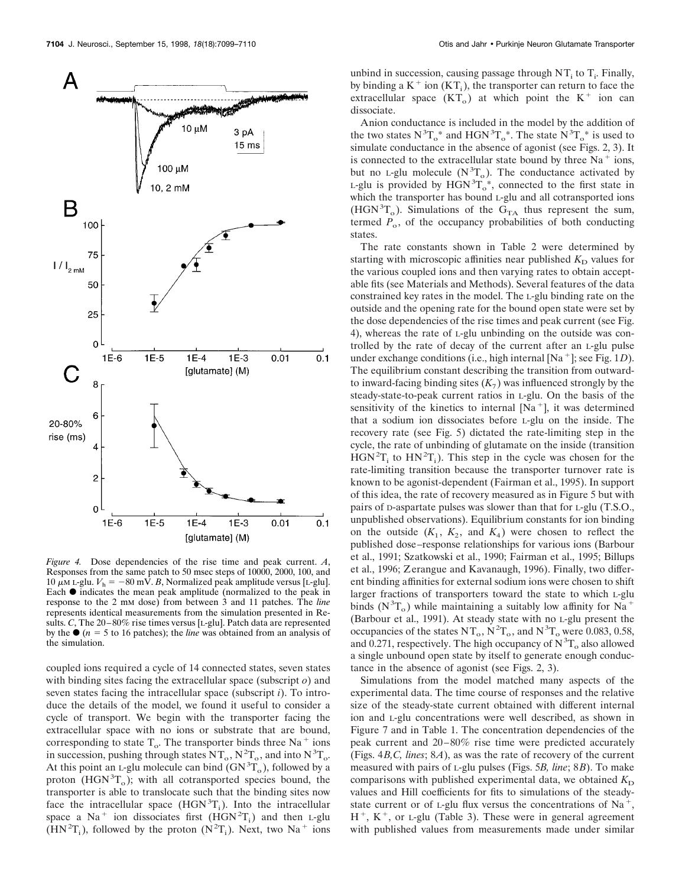*Figure 4.* Dose dependencies of the rise time and peak current. *A*, Responses from the same patch to 50 msec steps of 10000, 2000, 100, and 10 $\mu$M L-glu. $V_h = -80$ mV. *B*, Normalized peak amplitude versus [L-glu]. Each ● indicates the mean peak amplitude (normalized to the peak in response to the 2 mM dose) from between 3 and 11 patches. The *line* represents identical measurements from the simulation presented in Results. *C*, The 20–80% rise times versus [L-glu]. Patch data are represented by the ● ($n = 5$ to 16 patches); the *line* was obtained from an analysis of the simulation.

coupled ions required a cycle of 14 connected states, seven states with binding sites facing the extracellular space (subscript *o*) and seven states facing the intracellular space (subscript *i*). To introduce the details of the model, we found it useful to consider a cycle of transport. We begin with the transporter facing the extracellular space with no ions or substrate that are bound, corresponding to state $T_o$. The transporter binds three $Na^+$ ions in succession, pushing through states $NT_o$, $N^2T_o$, and into $N^3T_o$. At this point an L-glu molecule can bind ($GN^3T_o$), followed by a proton ($HGN^3T_o$); with all cotransported species bound, the transporter is able to translocate such that the binding sites now face the intracellular space ($HGN^3T_i$). Into the intracellular space a $Na^+$ ion dissociates first ($HGN^2T_i$) and then L-glu ($HN^2T_i$), followed by the proton ($N^2T_i$). Next, two $Na^+$ ions unbind in succession, causing passage through $NT_i$ to $T_i$. Finally, by binding a $K^+$ ion ($KT_i$), the transporter can return to face the extracellular space ($KT_o$) at which point the $K^+$ ion can dissociate.

Anion conductance is included in the model by the addition of the two states $N^3T_o^*$ and $HGN^3T_o^*$. The state $N^3T_o^*$ is used to simulate conductance in the absence of agonist (see Figs. 2, 3). It is connected to the extracellular state bound by three $Na^+$ ions, but no L-glu molecule ($N^3T_o$). The conductance activated by L-glu is provided by $HGN^3T_o^*$, connected to the first state in which the transporter has bound L-glu and all cotransported ions ($HGN^3T_o$). Simulations of the $G_{TA}$ thus represent the sum, termed $P_o$, of the occupancy probabilities of both conducting states.

The rate constants shown in Table 2 were determined by starting with microscopic affinities near published $K_D$ values for the various coupled ions and then varying rates to obtain acceptable fits (see Materials and Methods). Several features of the data constrained key rates in the model. The L-glu binding rate on the outside and the opening rate for the bound open state were set by the dose dependencies of the rise times and peak current (see Fig. 4), whereas the rate of L-glu unbinding on the outside was controlled by the rate of decay of the current after an L-glu pulse under exchange conditions (i.e., high internal [$Na^+$]; see Fig. 1*D*). The equilibrium constant describing the transition from outward- to inward-facing binding sites ($K_7$) was influenced strongly by the steady-state-to-peak current ratios in L-glu. On the basis of the sensitivity of the kinetics to internal [$Na^+$], it was determined that a sodium ion dissociates before L-glu on the inside. The recovery rate (see Fig. 5) dictated the rate-limiting step in the cycle, the rate of unbinding of glutamate on the inside (transition $HGN^2T_i$ to $HN^2T_i$). This step in the cycle was chosen for the rate-limiting transition because the transporter turnover rate is known to be agonist-dependent (Fairman et al., 1995). In support of this idea, the rate of recovery measured as in Figure 5 but with pairs of D-aspartate pulses was slower than that for L-glu (T.S.O., unpublished observations). Equilibrium constants for ion binding on the outside ($K_1$, $K_2$, and $K_4$) were chosen to reflect the published dose–response relationships for various ions (Barbour et al., 1991; Szatkowski et al., 1990; Fairman et al., 1995; Billups et al., 1996; Zerangue and Kavanaugh, 1996). Finally, two different binding affinities for external sodium ions were chosen to shift larger fractions of transporters toward the state to which L-glu binds ($N^3T_o$) while maintaining a suitably low affinity for $Na^+$ (Barbour et al., 1991). At steady state with no L-glu present the occupancies of the states $NT_o$, $N^2T_o$, and $N^3T_o$ were 0.083, 0.58, and 0.271, respectively. The high occupancy of $N^3T_o$ also allowed a single unbound open state by itself to generate enough conductance in the absence of agonist (see Figs. 2, 3).

Simulations from the model matched many aspects of the experimental data. The time course of responses and the relative size of the steady-state current obtained with different internal ion and L-glu concentrations were well described, as shown in Figure 7 and in Table 1. The concentration dependencies of the peak current and 20–80% rise time were predicted accurately (Figs. 4*B,C*, *lines*; 8*A*), as was the rate of recovery of the current measured with pairs of L-glu pulses (Figs. 5*B*, *line*; 8*B*). To make comparisons with published experimental data, we obtained $K_D$ values and Hill coefficients for fits to simulations of the steady-state current or of L-glu flux versus the concentrations of $Na^+$, $H^+$, $K^+$, or L-glu (Table 3). These were in general agreement with published values from measurements made under similar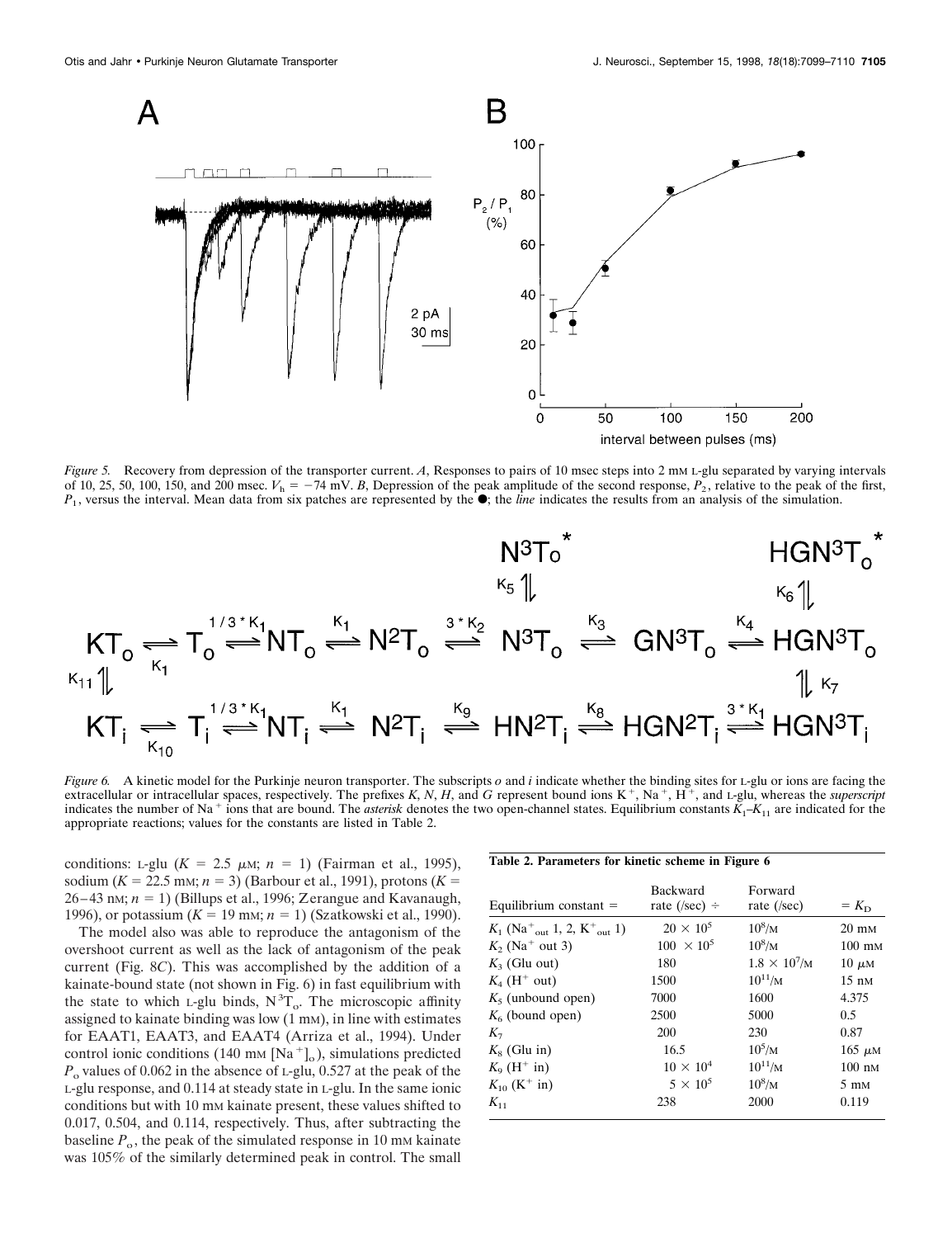*Figure 5.* Recovery from depression of the transporter current. *A*, Responses to pairs of 10 msec steps into 2 mM L-glu separated by varying intervals of 10, 25, 50, 100, 150, and 200 msec. $V_h = -74$ mV. *B*, Depression of the peak amplitude of the second response, $P_2$, relative to the peak of the first, $P_1$, versus the interval. Mean data from six patches are represented by the ●; the *line* indicates the results from an analysis of the simulation.

*Figure 6.* A kinetic model for the Purkinje neuron transporter. The subscripts *o* and *i* indicate whether the binding sites for L-glu or ions are facing the extracellular or intracellular spaces, respectively. The prefixes *K*, *N*, *H*, and *G* represent bound ions $K^+$, $Na^+$, $H^+$, and L-glu, whereas the *superscript* indicates the number of $Na^+$ ions that are bound. The *asterisk* denotes the two open-channel states. Equilibrium constants $K_1$–$K_{11}$ are indicated for the appropriate reactions; values for the constants are listed in Table 2.

conditions: L-glu ($K = 2.5$ μM; $n = 1$) (Fairman et al., 1995), sodium ($K = 22.5$ mM; $n = 3$) (Barbour et al., 1991), protons ($K = 26$–$43$ nM; $n = 1$) (Billups et al., 1996; Zerangue and Kavanaugh, 1996), or potassium ($K = 19$ mM; $n = 1$) (Szatkowski et al., 1990).

The model also was able to reproduce the antagonism of the overshoot current as well as the lack of antagonism of the peak current (Fig. 8*C*). This was accomplished by the addition of a kainate-bound state (not shown in Fig. 6) in fast equilibrium with the state to which L-glu binds, $N^3T_o$. The microscopic affinity assigned to kainate binding was low (1 mM), in line with estimates for EAAT1, EAAT3, and EAAT4 (Arriza et al., 1994). Under control ionic conditions (140 mM $[Na^+]_o$), simulations predicted $P_o$ values of 0.062 in the absence of L-glu, 0.527 at the peak of the L-glu response, and 0.114 at steady state in L-glu. In the same ionic conditions but with 10 mM kainate present, these values shifted to 0.017, 0.504, and 0.114, respectively. Thus, after subtracting the baseline $P_o$, the peak of the simulated response in 10 mM kainate was 105% of the similarly determined peak in control. The small

**Table 2. Parameters for kinetic scheme in Figure 6**

| Equilibrium constant = | Backward rate (/sec) ÷ | Forward rate (/sec) | $= K_D$ |
|---|---|---|---|
| $K_1$ ($Na^+_{out}$ 1, 2, $K^+_{out}$ 1) | $20 \times 10^5$ | $10^8$/M | 20 mM |
| $K_2$ ($Na^+$ out 3) | $100 \times 10^5$ | $10^8$/M | 100 mM |
| $K_3$ (Glu out) | 180 | $1.8 \times 10^7$/M | 10 μM |
| $K_4$ ($H^+$ out) | 1500 | $10^{11}$/M | 15 nM |
| $K_5$ (unbound open) | 7000 | 1600 | 4.375 |
| $K_6$ (bound open) | 2500 | 5000 | 0.5 |
| $K_7$ | 200 | 230 | 0.87 |
| $K_8$ (Glu in) | 16.5 | $10^5$/M | 165 μM |
| $K_9$ ($H^+$ in) | $10 \times 10^4$ | $10^{11}$/M | 100 nM |
| $K_{10}$ ($K^+$ in) | $5 \times 10^5$ | $10^8$/M | 5 mM |
| $K_{11}$ | 238 | 2000 | 0.119 |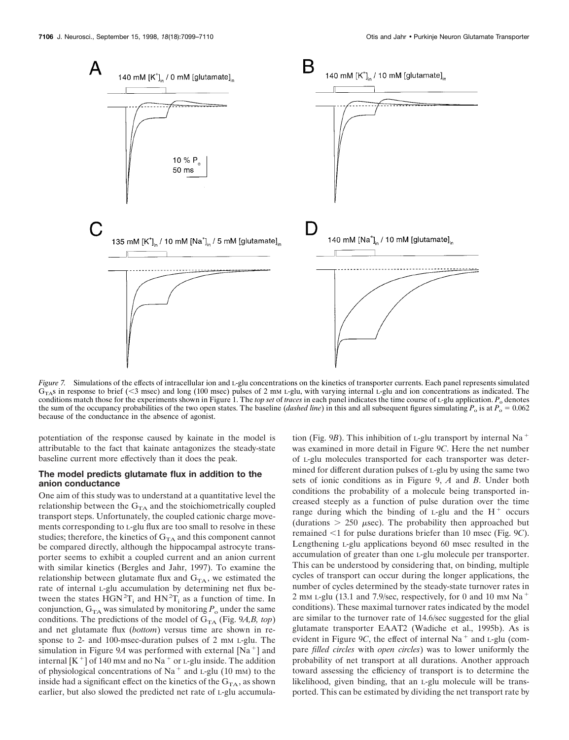*Figure 7.* Simulations of the effects of intracellular ion and L-glu concentrations on the kinetics of transporter currents. Each panel represents simulated $G_{TA}$s in response to brief (<3 msec) and long (100 msec) pulses of 2 mM L-glu, with varying internal L-glu and ion concentrations as indicated. The conditions match those for the experiments shown in Figure 1. The *top set* of *traces* in each panel indicates the time course of L-glu application. $P_o$ denotes the sum of the occupancy probabilities of the two open states. The baseline (*dashed line*) in this and all subsequent figures simulating $P_o$ is at $P_o = 0.062$ because of the conductance in the absence of agonist.

potentiation of the response caused by kainate in the model is attributable to the fact that kainate antagonizes the steady-state baseline current more effectively than it does the peak.

### The model predicts glutamate flux in addition to the anion conductance

One aim of this study was to understand at a quantitative level the relationship between the $G_{TA}$ and the stoichiometrically coupled transport steps. Unfortunately, the coupled cationic charge movements corresponding to L-glu flux are too small to resolve in these studies; therefore, the kinetics of $G_{TA}$ and this component cannot be compared directly, although the hippocampal astrocyte transporter seems to exhibit a coupled current and an anion current with similar kinetics (Bergles and Jahr, 1997). To examine the relationship between glutamate flux and $G_{TA}$, we estimated the rate of internal L-glu accumulation by determining net flux between the states $HGN^2T_i$ and $HN^2T_i$ as a function of time. In conjunction, $G_{TA}$ was simulated by monitoring $P_o$ under the same conditions. The predictions of the model of $G_{TA}$ (Fig. 9*A,B, top*) and net glutamate flux (*bottom*) versus time are shown in response to 2- and 100-msec-duration pulses of 2 mM L-glu. The simulation in Figure 9*A* was performed with external $[Na^+]$ and internal $[K^+]$ of 140 mM and no $Na^+$ or L-glu inside. The addition of physiological concentrations of $Na^+$ and L-glu (10 mM) to the inside had a significant effect on the kinetics of the $G_{TA}$, as shown earlier, but also slowed the predicted net rate of L-glu accumulation (Fig. 9*B*). This inhibition of L-glu transport by internal $Na^+$ was examined in more detail in Figure 9*C*. Here the net number of L-glu molecules transported for each transporter was determined for different duration pulses of L-glu by using the same two sets of ionic conditions as in Figure 9, *A* and *B*. Under both conditions the probability of a molecule being transported increased steeply as a function of pulse duration over the time range during which the binding of L-glu and the $H^+$ occurs (durations > 250 μsec). The probability then approached but remained <1 for pulse durations briefer than 10 msec (Fig. 9*C*). Lengthening L-glu applications beyond 60 msec resulted in the accumulation of greater than one L-glu molecule per transporter. This can be understood by considering that, on binding, multiple cycles of transport can occur during the longer applications, the number of cycles determined by the steady-state turnover rates in 2 mM L-glu (13.1 and 7.9/sec, respectively, for 0 and 10 mM $Na^+$ conditions). These maximal turnover rates indicated by the model are similar to the turnover rate of 14.6/sec suggested for the glial glutamate transporter EAAT2 (Wadiche et al., 1995b). As is evident in Figure 9*C*, the effect of internal $Na^+$ and L-glu (compare *filled circles* with *open circles*) was to lower uniformly the probability of net transport at all durations. Another approach toward assessing the efficiency of transport is to determine the likelihood, given binding, that an L-glu molecule will be transported. This can be estimated by dividing the net transport rate by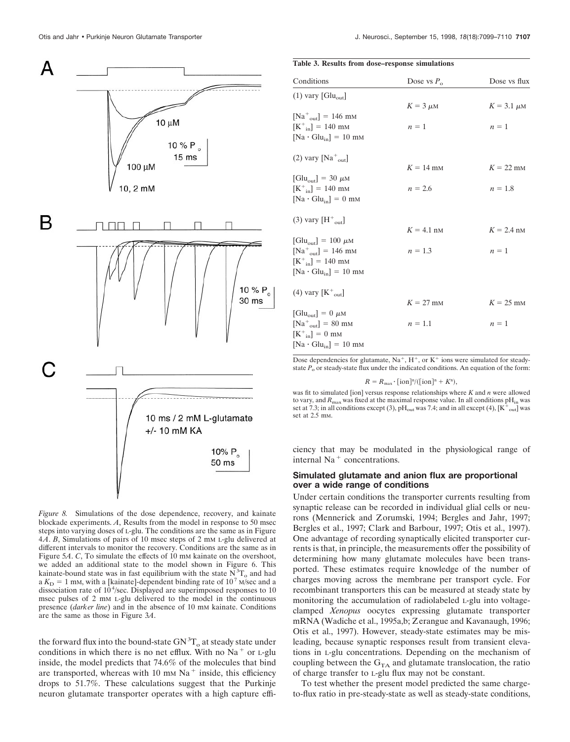Figure 8. Simulations of the dose dependence, recovery, and kainate blockade experiments. *A*, Results from the model in response to 50 msec steps into varying doses of L-glu. The conditions are the same as in Figure 4*A*. *B*, Simulations of pairs of 10 msec steps of 2 mM L-glu delivered at different intervals to monitor the recovery. Conditions are the same as in Figure 5*A*. *C*, To simulate the effects of 10 mM kainate on the overshoot, we added an additional state to the model shown in Figure 6. This kainate-bound state was in fast equilibrium with the state $N^3T_o$ and had a $K_D$ = 1 mM, with a [kainate]-dependent binding rate of $10^7$ M/sec and a dissociation rate of $10^4$/sec. Displayed are superimposed responses to 10 msec pulses of 2 mM L-glu delivered to the model in the continuous presence (*darker line*) and in the absence of 10 mM kainate. Conditions are the same as those in Figure 3*A*.

the forward flux into the bound-state $GN^3T_o$ at steady state under conditions in which there is no net efflux. With no $Na^+$ or L-glu inside, the model predicts that 74.6% of the molecules that bind are transported, whereas with 10 mM $Na^+$ inside, this efficiency drops to 51.7%. These calculations suggest that the Purkinje neuron glutamate transporter operates with a high capture efficiency that may be modulated in the physiological range of internal $Na^+$ concentrations.

**Table 3. Results from dose–response simulations**

| Conditions | Dose vs $P_o$ | Dose vs flux |
|---|---|---|
| (1) vary [$Glu_{out}$] | $K$ = 3 μM | $K$ = 3.1 μM |
| [$Na^+_{out}$] = 146 mM; [$K^+_{in}$] = 140 mM; [$Na \cdot Glu_{in}$] = 10 mM | $n$ = 1 | $n$ = 1 |
| (2) vary [$Na^+_{out}$] | $K$ = 14 mM | $K$ = 22 mM |
| [$Glu_{out}$] = 30 μM; [$K^+_{in}$] = 140 mM; [$Na \cdot Glu_{in}$] = 0 mM | $n$ = 2.6 | $n$ = 1.8 |
| (3) vary [$H^+_{out}$] | $K$ = 4.1 nM | $K$ = 2.4 nM |
| [$Glu_{out}$] = 100 μM; [$Na^+_{out}$] = 146 mM; [$K^+_{in}$] = 140 mM; [$Na \cdot Glu_{in}$] = 10 mM | $n$ = 1.3 | $n$ = 1 |
| (4) vary [$K^+_{out}$] | $K$ = 27 mM | $K$ = 25 mM |
| [$Glu_{out}$] = 0 μM; [$Na^+_{out}$] = 80 mM; [$K^+_{in}$] = 0 mM; [$Na \cdot Glu_{in}$] = 10 mM | $n$ = 1.1 | $n$ = 1 |

Dose dependencies for glutamate, $Na^+$, $H^+$, or $K^+$ ions were simulated for steady-state $P_o$ or steady-state flux under the indicated conditions. An equation of the form:

$$R = R_{max} \cdot [\text{ion}]^n/([\text{ion}]^n + K^n),$$

was fit to simulated [ion] versus response relationships where $K$ and $n$ were allowed to vary, and $R_{max}$ was fixed at the maximal response value. In all conditions $pH_{in}$ was set at 7.3; in all conditions except (3), $pH_{out}$ was 7.4; and in all except (4), [$K^+_{out}$] was set at 2.5 mM.

### Simulated glutamate and anion flux are proportional over a wide range of conditions

Under certain conditions the transporter currents resulting from synaptic release can be recorded in individual glial cells or neurons (Mennerick and Zorumski, 1994; Bergles and Jahr, 1997; Bergles et al., 1997; Clark and Barbour, 1997; Otis et al., 1997). One advantage of recording synaptically elicited transporter currents is that, in principle, the measurements offer the possibility of determining how many glutamate molecules have been transported. These estimates require knowledge of the number of charges moving across the membrane per transport cycle. For recombinant transporters this can be measured at steady state by monitoring the accumulation of radiolabeled L-glu into voltage-clamped *Xenopus* oocytes expressing glutamate transporter mRNA (Wadiche et al., 1995a,b; Zerangue and Kavanaugh, 1996; Otis et al., 1997). However, steady-state estimates may be misleading, because synaptic responses result from transient elevations in L-glu concentrations. Depending on the mechanism of coupling between the $G_{TA}$ and glutamate translocation, the ratio of charge transfer to L-glu flux may not be constant.

To test whether the present model predicted the same charge-to-flux ratio in pre-steady-state as well as steady-state conditions,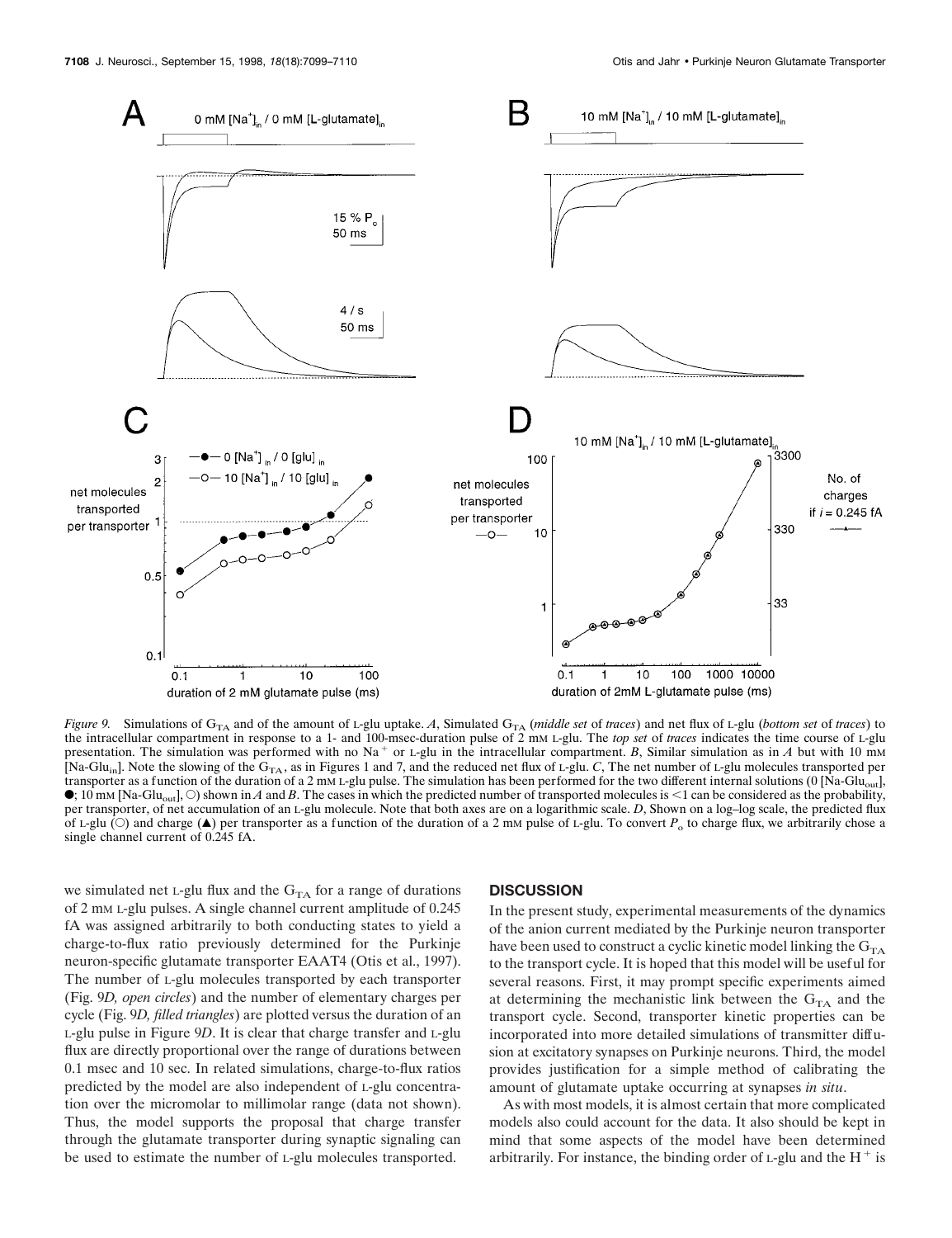*Figure 9.* Simulations of $G_{TA}$ and of the amount of L-glu uptake. *A*, Simulated $G_{TA}$ (*middle set* of *traces*) and net flux of L-glu (*bottom set* of *traces*) to the intracellular compartment in response to a 1- and 100-msec-duration pulse of 2 mM L-glu. The *top set* of *traces* indicates the time course of L-glu presentation. The simulation was performed with no $Na^+$ or L-glu in the intracellular compartment. *B*, Similar simulation as in *A* but with 10 mM [Na-Glu$_{in}$]. Note the slowing of the $G_{TA}$, as in Figures 1 and 7, and the reduced net flux of L-glu. *C*, The net number of L-glu molecules transported per transporter as a function of the duration of a 2 mM L-glu pulse. The simulation has been performed for the two different internal solutions (0 [Na-Glu$_{out}$], ●; 10 mM [Na-Glu$_{out}$], ○) shown in *A* and *B*. The cases in which the predicted number of transported molecules is <1 can be considered as the probability, per transporter, of net accumulation of an L-glu molecule. Note that both axes are on a logarithmic scale. *D*, Shown on a log–log scale, the predicted flux of L-glu (○) and charge (▲) per transporter as a function of the duration of a 2 mM pulse of L-glu. To convert $P_o$ to charge flux, we arbitrarily chose a single channel current of 0.245 fA.

we simulated net L-glu flux and the $G_{TA}$ for a range of durations of 2 mM L-glu pulses. A single channel current amplitude of 0.245 fA was assigned arbitrarily to both conducting states to yield a charge-to-flux ratio previously determined for the Purkinje neuron-specific glutamate transporter EAAT4 (Otis et al., 1997). The number of L-glu molecules transported by each transporter (Fig. 9*D, open circles*) and the number of elementary charges per cycle (Fig. 9*D, filled triangles*) are plotted versus the duration of an L-glu pulse in Figure 9*D*. It is clear that charge transfer and L-glu flux are directly proportional over the range of durations between 0.1 msec and 10 sec. In related simulations, charge-to-flux ratios predicted by the model are also independent of L-glu concentration over the micromolar to millimolar range (data not shown). Thus, the model supports the proposal that charge transfer through the glutamate transporter during synaptic signaling can be used to estimate the number of L-glu molecules transported.

## DISCUSSION

In the present study, experimental measurements of the dynamics of the anion current mediated by the Purkinje neuron transporter have been used to construct a cyclic kinetic model linking the $G_{TA}$ to the transport cycle. It is hoped that this model will be useful for several reasons. First, it may prompt specific experiments aimed at determining the mechanistic link between the $G_{TA}$ and the transport cycle. Second, transporter kinetic properties can be incorporated into more detailed simulations of transmitter diffusion at excitatory synapses on Purkinje neurons. Third, the model provides justification for a simple method of calibrating the amount of glutamate uptake occurring at synapses *in situ*.

As with most models, it is almost certain that more complicated models also could account for the data. It also should be kept in mind that some aspects of the model have been determined arbitrarily. For instance, the binding order of L-glu and the $H^+$ is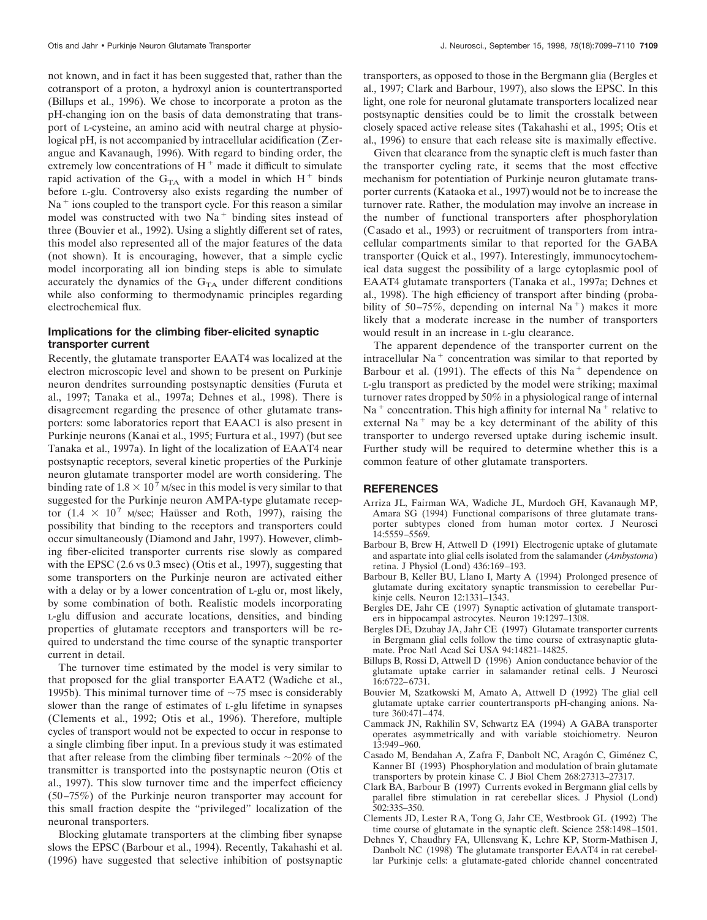not known, and in fact it has been suggested that, rather than the cotransport of a proton, a hydroxyl anion is countertransported (Billups et al., 1996). We chose to incorporate a proton as the pH-changing ion on the basis of data demonstrating that transport of L-cysteine, an amino acid with neutral charge at physiological pH, is not accompanied by intracellular acidification (Zerangue and Kavanaugh, 1996). With regard to binding order, the extremely low concentrations of $H^+$ made it difficult to simulate rapid activation of the $G_{TA}$ with a model in which $H^+$ binds before L-glu. Controversy also exists regarding the number of $Na^+$ ions coupled to the transport cycle. For this reason a similar model was constructed with two $Na^+$ binding sites instead of three (Bouvier et al., 1992). Using a slightly different set of rates, this model also represented all of the major features of the data (not shown). It is encouraging, however, that a simple cyclic model incorporating all ion binding steps is able to simulate accurately the dynamics of the $G_{TA}$ under different conditions while also conforming to thermodynamic principles regarding electrochemical flux.

### Implications for the climbing fiber-elicited synaptic transporter current

Recently, the glutamate transporter EAAT4 was localized at the electron microscopic level and shown to be present on Purkinje neuron dendrites surrounding postsynaptic densities (Furuta et al., 1997; Tanaka et al., 1997a; Dehnes et al., 1998). There is disagreement regarding the presence of other glutamate transporters: some laboratories report that EAAC1 is also present in Purkinje neurons (Kanai et al., 1995; Furtura et al., 1997) (but see Tanaka et al., 1997a). In light of the localization of EAAT4 near postsynaptic receptors, several kinetic properties of the Purkinje neuron glutamate transporter model are worth considering. The binding rate of $1.8 \times 10^7$ M/sec in this model is very similar to that suggested for the Purkinje neuron AMPA-type glutamate receptor ($1.4 \times 10^7$ M/sec; Haüsser and Roth, 1997), raising the possibility that binding to the receptors and transporters could occur simultaneously (Diamond and Jahr, 1997). However, climbing fiber-elicited transporter currents rise slowly as compared with the EPSC (2.6 vs 0.3 msec) (Otis et al., 1997), suggesting that some transporters on the Purkinje neuron are activated either with a delay or by a lower concentration of L-glu or, most likely, by some combination of both. Realistic models incorporating L-glu diffusion and accurate locations, densities, and binding properties of glutamate receptors and transporters will be required to understand the time course of the synaptic transporter current in detail.

The turnover time estimated by the model is very similar to that proposed for the glial transporter EAAT2 (Wadiche et al., 1995b). This minimal turnover time of ~75 msec is considerably slower than the range of estimates of L-glu lifetime in synapses (Clements et al., 1992; Otis et al., 1996). Therefore, multiple cycles of transport would not be expected to occur in response to a single climbing fiber input. In a previous study it was estimated that after release from the climbing fiber terminals ~20% of the transmitter is transported into the postsynaptic neuron (Otis et al., 1997). This slow turnover time and the imperfect efficiency (50–75%) of the Purkinje neuron transporter may account for this small fraction despite the "privileged" localization of the neuronal transporters.

Blocking glutamate transporters at the climbing fiber synapse slows the EPSC (Barbour et al., 1994). Recently, Takahashi et al. (1996) have suggested that selective inhibition of postsynaptic transporters, as opposed to those in the Bergmann glia (Bergles et al., 1997; Clark and Barbour, 1997), also slows the EPSC. In this light, one role for neuronal glutamate transporters localized near postsynaptic densities could be to limit the crosstalk between closely spaced active release sites (Takahashi et al., 1995; Otis et al., 1996) to ensure that each release site is maximally effective.

Given that clearance from the synaptic cleft is much faster than the transporter cycling rate, it seems that the most effective mechanism for potentiation of Purkinje neuron glutamate transporter currents (Kataoka et al., 1997) would not be to increase the turnover rate. Rather, the modulation may involve an increase in the number of functional transporters after phosphorylation (Casado et al., 1993) or recruitment of transporters from intracellular compartments similar to that reported for the GABA transporter (Quick et al., 1997). Interestingly, immunocytochemical data suggest the possibility of a large cytoplasmic pool of EAAT4 glutamate transporters (Tanaka et al., 1997a; Dehnes et al., 1998). The high efficiency of transport after binding (probability of 50–75%, depending on internal $Na^+$) makes it more likely that a moderate increase in the number of transporters would result in an increase in L-glu clearance.

The apparent dependence of the transporter current on the intracellular $Na^+$ concentration was similar to that reported by Barbour et al. (1991). The effects of this $Na^+$ dependence on L-glu transport as predicted by the model were striking; maximal turnover rates dropped by 50% in a physiological range of internal $Na^+$ concentration. This high affinity for internal $Na^+$ relative to external $Na^+$ may be a key determinant of the ability of this transporter to undergo reversed uptake during ischemic insult. Further study will be required to determine whether this is a common feature of other glutamate transporters.

## REFERENCES

Arriza JL, Fairman WA, Wadiche JL, Murdoch GH, Kavanaugh MP, Amara SG (1994) Functional comparisons of three glutamate transporter subtypes cloned from human motor cortex. J Neurosci 14:5559–5569.

Barbour B, Brew H, Attwell D (1991) Electrogenic uptake of glutamate and aspartate into glial cells isolated from the salamander (*Ambystoma*) retina. J Physiol (Lond) 436:169–193.

Barbour B, Keller BU, Llano I, Marty A (1994) Prolonged presence of glutamate during excitatory synaptic transmission to cerebellar Purkinje cells. Neuron 12:1331–1343.

Bergles DE, Jahr CE (1997) Synaptic activation of glutamate transporters in hippocampal astrocytes. Neuron 19:1297–1308.

Bergles DE, Dzubay JA, Jahr CE (1997) Glutamate transporter currents in Bergmann glial cells follow the time course of extrasynaptic glutamate. Proc Natl Acad Sci USA 94:14821–14825.

Billups B, Rossi D, Attwell D (1996) Anion conductance behavior of the glutamate uptake carrier in salamander retinal cells. J Neurosci 16:6722–6731.

Bouvier M, Szatkowski M, Amato A, Attwell D (1992) The glial cell glutamate uptake carrier countertransports pH-changing anions. Nature 360:471–474.

Cammack JN, Rakhilin SV, Schwartz EA (1994) A GABA transporter operates asymmetrically and with variable stoichiometry. Neuron 13:949–960.

Casado M, Bendahan A, Zafra F, Danbolt NC, Aragón C, Giménez C, Kanner BI (1993) Phosphorylation and modulation of brain glutamate transporters by protein kinase C. J Biol Chem 268:27313–27317.

Clark BA, Barbour B (1997) Currents evoked in Bergmann glial cells by parallel fibre stimulation in rat cerebellar slices. J Physiol (Lond) 502:335–350.

Clements JD, Lester RA, Tong G, Jahr CE, Westbrook GL (1992) The time course of glutamate in the synaptic cleft. Science 258:1498–1501.

Dehnes Y, Chaudhry FA, Ullensvang K, Lehre KP, Storm-Mathisen J, Danbolt NC (1998) The glutamate transporter EAAT4 in rat cerebellar Purkinje cells: a glutamate-gated chloride channel concentrated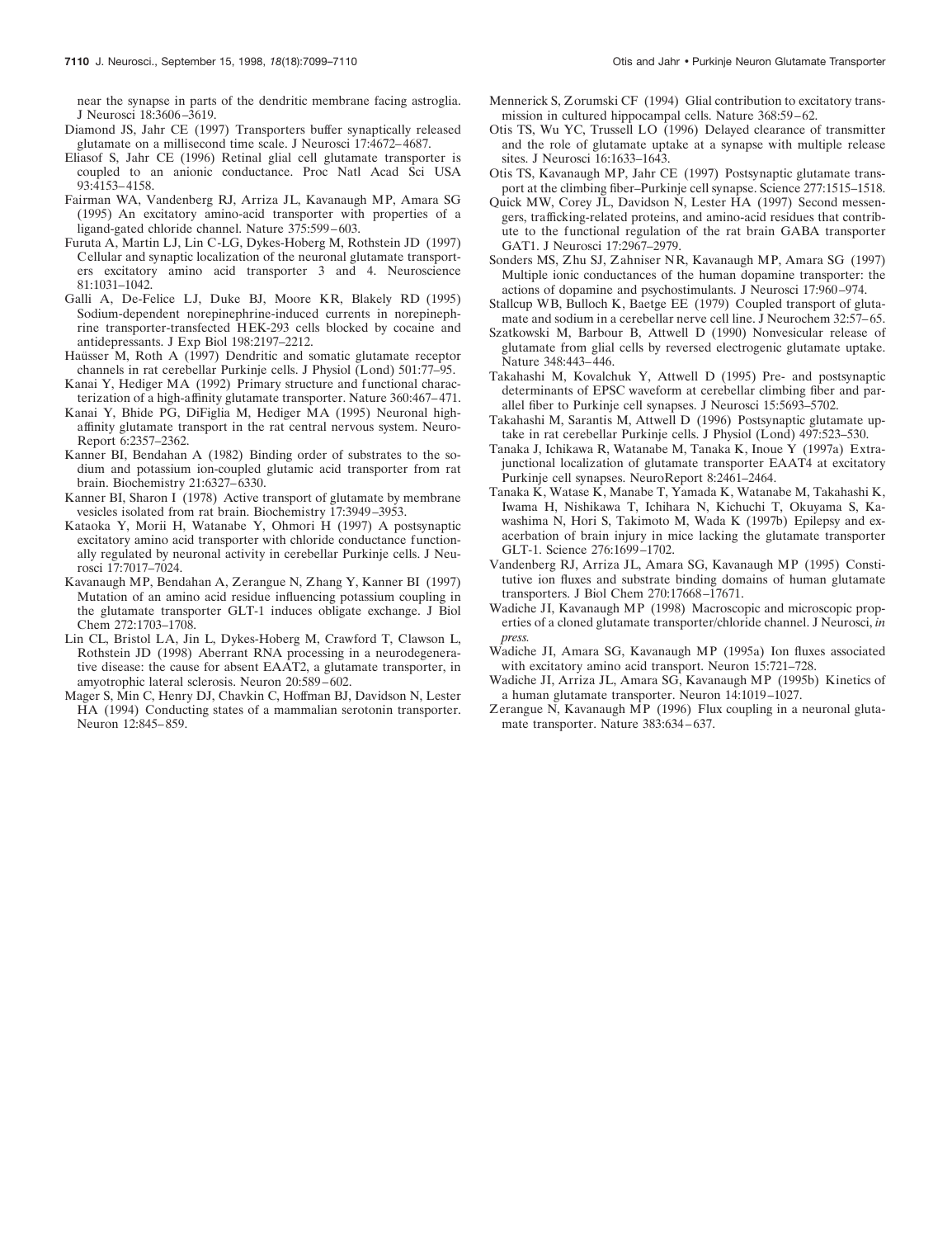near the synapse in parts of the dendritic membrane facing astroglia. J Neurosci 18:3606–3619.

Diamond JS, Jahr CE (1997) Transporters buffer synaptically released glutamate on a millisecond time scale. J Neurosci 17:4672–4687.

Eliasof S, Jahr CE (1996) Retinal glial cell glutamate transporter is coupled to an anionic conductance. Proc Natl Acad Sci USA 93:4153–4158.

Fairman WA, Vandenberg RJ, Arriza JL, Kavanaugh MP, Amara SG (1995) An excitatory amino-acid transporter with properties of a ligand-gated chloride channel. Nature 375:599–603.

Furuta A, Martin LJ, Lin C-LG, Dykes-Hoberg M, Rothstein JD (1997) Cellular and synaptic localization of the neuronal glutamate transporters excitatory amino acid transporter 3 and 4. Neuroscience 81:1031–1042.

Galli A, De-Felice LJ, Duke BJ, Moore KR, Blakely RD (1995) Sodium-dependent norepinephrine-induced currents in norepinephrine transporter-transfected HEK-293 cells blocked by cocaine and antidepressants. J Exp Biol 198:2197–2212.

Haüsser M, Roth A (1997) Dendritic and somatic glutamate receptor channels in rat cerebellar Purkinje cells. J Physiol (Lond) 501:77–95.

Kanai Y, Hediger MA (1992) Primary structure and functional characterization of a high-affinity glutamate transporter. Nature 360:467–471.

Kanai Y, Bhide PG, DiFiglia M, Hediger MA (1995) Neuronal high-affinity glutamate transport in the rat central nervous system. NeuroReport 6:2357–2362.

Kanner BI, Bendahan A (1982) Binding order of substrates to the sodium and potassium ion-coupled glutamic acid transporter from rat brain. Biochemistry 21:6327–6330.

Kanner BI, Sharon I (1978) Active transport of glutamate by membrane vesicles isolated from rat brain. Biochemistry 17:3949–3953.

Kataoka Y, Morii H, Watanabe Y, Ohmori H (1997) A postsynaptic excitatory amino acid transporter with chloride conductance functionally regulated by neuronal activity in cerebellar Purkinje cells. J Neurosci 17:7017–7024.

Kavanaugh MP, Bendahan A, Zerangue N, Zhang Y, Kanner BI (1997) Mutation of an amino acid residue influencing potassium coupling in the glutamate transporter GLT-1 induces obligate exchange. J Biol Chem 272:1703–1708.

Lin CL, Bristol LA, Jin L, Dykes-Hoberg M, Crawford T, Clawson L, Rothstein JD (1998) Aberrant RNA processing in a neurodegenerative disease: the cause for absent EAAT2, a glutamate transporter, in amyotrophic lateral sclerosis. Neuron 20:589–602.

Mager S, Min C, Henry DJ, Chavkin C, Hoffman BJ, Davidson N, Lester HA (1994) Conducting states of a mammalian serotonin transporter. Neuron 12:845–859.

Mennerick S, Zorumski CF (1994) Glial contribution to excitatory transmission in cultured hippocampal cells. Nature 368:59–62.

Otis TS, Wu YC, Trussell LO (1996) Delayed clearance of transmitter and the role of glutamate uptake at a synapse with multiple release sites. J Neurosci 16:1633–1643.

Otis TS, Kavanaugh MP, Jahr CE (1997) Postsynaptic glutamate transport at the climbing fiber–Purkinje cell synapse. Science 277:1515–1518.

Quick MW, Corey JL, Davidson N, Lester HA (1997) Second messengers, trafficking-related proteins, and amino-acid residues that contribute to the functional regulation of the rat brain GABA transporter GAT1. J Neurosci 17:2967–2979.

Sonders MS, Zhu SJ, Zahniser NR, Kavanaugh MP, Amara SG (1997) Multiple ionic conductances of the human dopamine transporter: the actions of dopamine and psychostimulants. J Neurosci 17:960–974.

Stallcup WB, Bulloch K, Baetge EE (1979) Coupled transport of glutamate and sodium in a cerebellar nerve cell line. J Neurochem 32:57–65.

Szatkowski M, Barbour B, Attwell D (1990) Nonvesicular release of glutamate from glial cells by reversed electrogenic glutamate uptake. Nature 348:443–446.

Takahashi M, Kovalchuk Y, Attwell D (1995) Pre- and postsynaptic determinants of EPSC waveform at cerebellar climbing fiber and parallel fiber to Purkinje cell synapses. J Neurosci 15:5693–5702.

Takahashi M, Sarantis M, Attwell D (1996) Postsynaptic glutamate uptake in rat cerebellar Purkinje cells. J Physiol (Lond) 497:523–530.

Tanaka J, Ichikawa R, Watanabe M, Tanaka K, Inoue Y (1997a) Extrajunctional localization of glutamate transporter EAAT4 at excitatory Purkinje cell synapses. NeuroReport 8:2461–2464.

Tanaka K, Watase K, Manabe T, Yamada K, Watanabe M, Takahashi K, Iwama H, Nishikawa T, Ichihara N, Kichuchi T, Okuyama S, Kawashima N, Hori S, Takimoto M, Wada K (1997b) Epilepsy and exacerbation of brain injury in mice lacking the glutamate transporter GLT-1. Science 276:1699–1702.

Vandenberg RJ, Arriza JL, Amara SG, Kavanaugh MP (1995) Constitutive ion fluxes and substrate binding domains of human glutamate transporters. J Biol Chem 270:17668–17671.

Wadiche JI, Kavanaugh MP (1998) Macroscopic and microscopic properties of a cloned glutamate transporter/chloride channel. J Neurosci, *in press.*

Wadiche JI, Amara SG, Kavanaugh MP (1995a) Ion fluxes associated with excitatory amino acid transport. Neuron 15:721–728.

Wadiche JI, Arriza JL, Amara SG, Kavanaugh MP (1995b) Kinetics of a human glutamate transporter. Neuron 14:1019–1027.

Zerangue N, Kavanaugh MP (1996) Flux coupling in a neuronal glutamate transporter. Nature 383:634–637.